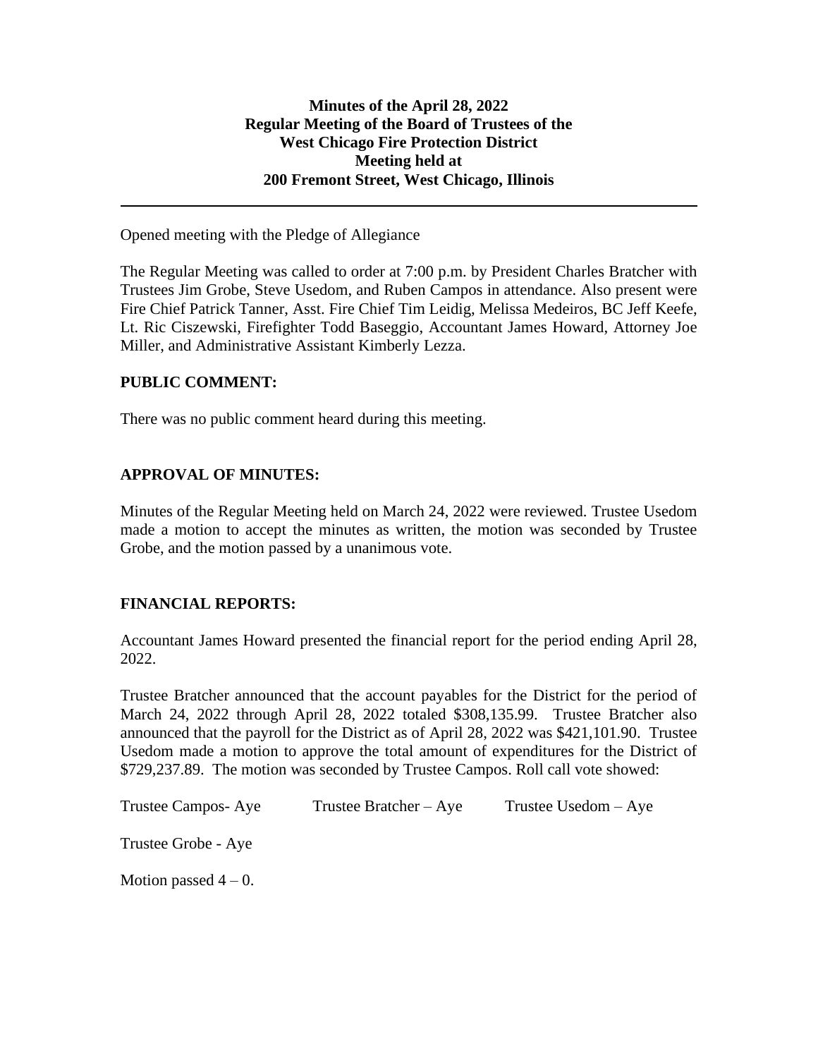**Minutes of the April 28, 2022**
**Regular Meeting of the Board of Trustees of the**
**West Chicago Fire Protection District**
**Meeting held at**
**200 Fremont Street, West Chicago, Illinois**

---

Opened meeting with the Pledge of Allegiance

The Regular Meeting was called to order at 7:00 p.m. by President Charles Bratcher with Trustees Jim Grobe, Steve Usedom, and Ruben Campos in attendance. Also present were Fire Chief Patrick Tanner, Asst. Fire Chief Tim Leidig, Melissa Medeiros, BC Jeff Keefe, Lt. Ric Ciszewski, Firefighter Todd Baseggio, Accountant James Howard, Attorney Joe Miller, and Administrative Assistant Kimberly Lezza.

## PUBLIC COMMENT:

There was no public comment heard during this meeting.

## APPROVAL OF MINUTES:

Minutes of the Regular Meeting held on March 24, 2022 were reviewed. Trustee Usedom made a motion to accept the minutes as written, the motion was seconded by Trustee Grobe, and the motion passed by a unanimous vote.

## FINANCIAL REPORTS:

Accountant James Howard presented the financial report for the period ending April 28, 2022.

Trustee Bratcher announced that the account payables for the District for the period of March 24, 2022 through April 28, 2022 totaled $308,135.99. Trustee Bratcher also announced that the payroll for the District as of April 28, 2022 was $421,101.90. Trustee Usedom made a motion to approve the total amount of expenditures for the District of $729,237.89. The motion was seconded by Trustee Campos. Roll call vote showed:

Trustee Campos- Aye Trustee Bratcher – Aye Trustee Usedom – Aye

Trustee Grobe - Aye

Motion passed 4 – 0.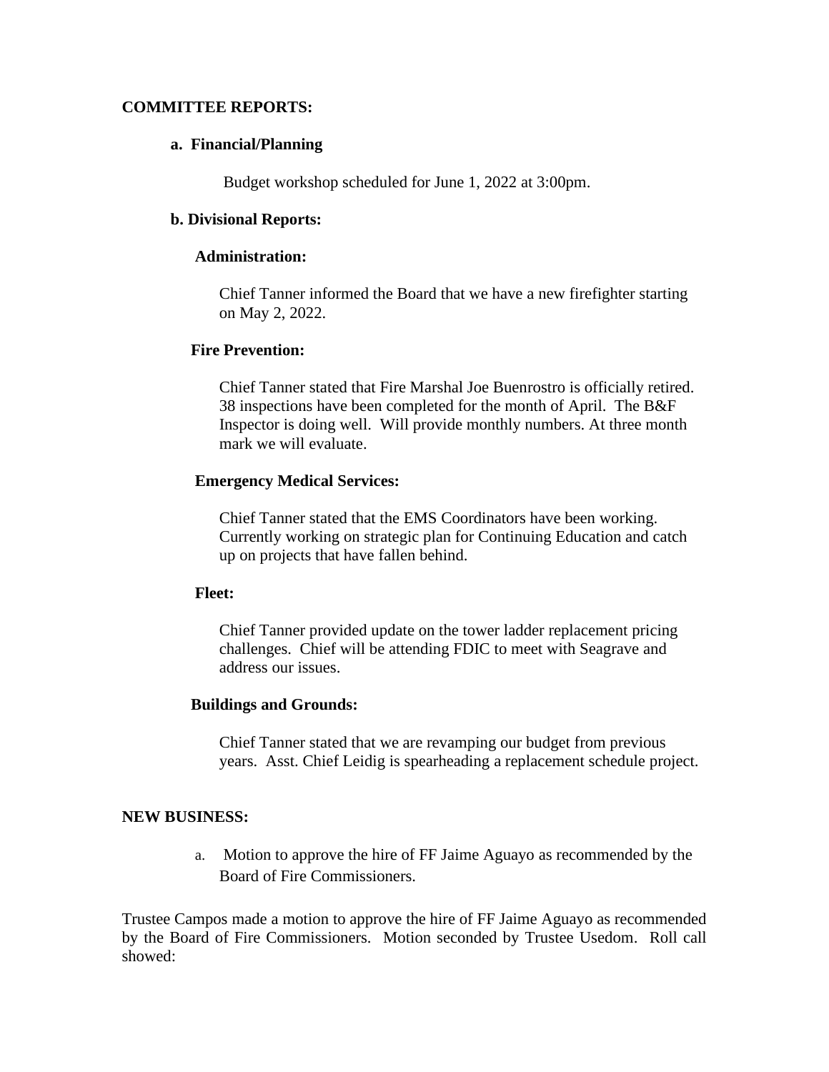## COMMITTEE REPORTS:

### a. Financial/Planning

Budget workshop scheduled for June 1, 2022 at 3:00pm.

### b. Divisional Reports:

**Administration:**

Chief Tanner informed the Board that we have a new firefighter starting on May 2, 2022.

**Fire Prevention:**

Chief Tanner stated that Fire Marshal Joe Buenrostro is officially retired. 38 inspections have been completed for the month of April. The B&F Inspector is doing well. Will provide monthly numbers. At three month mark we will evaluate.

**Emergency Medical Services:**

Chief Tanner stated that the EMS Coordinators have been working. Currently working on strategic plan for Continuing Education and catch up on projects that have fallen behind.

**Fleet:**

Chief Tanner provided update on the tower ladder replacement pricing challenges. Chief will be attending FDIC to meet with Seagrave and address our issues.

**Buildings and Grounds:**

Chief Tanner stated that we are revamping our budget from previous years. Asst. Chief Leidig is spearheading a replacement schedule project.

## NEW BUSINESS:

a. Motion to approve the hire of FF Jaime Aguayo as recommended by the Board of Fire Commissioners.

Trustee Campos made a motion to approve the hire of FF Jaime Aguayo as recommended by the Board of Fire Commissioners. Motion seconded by Trustee Usedom. Roll call showed: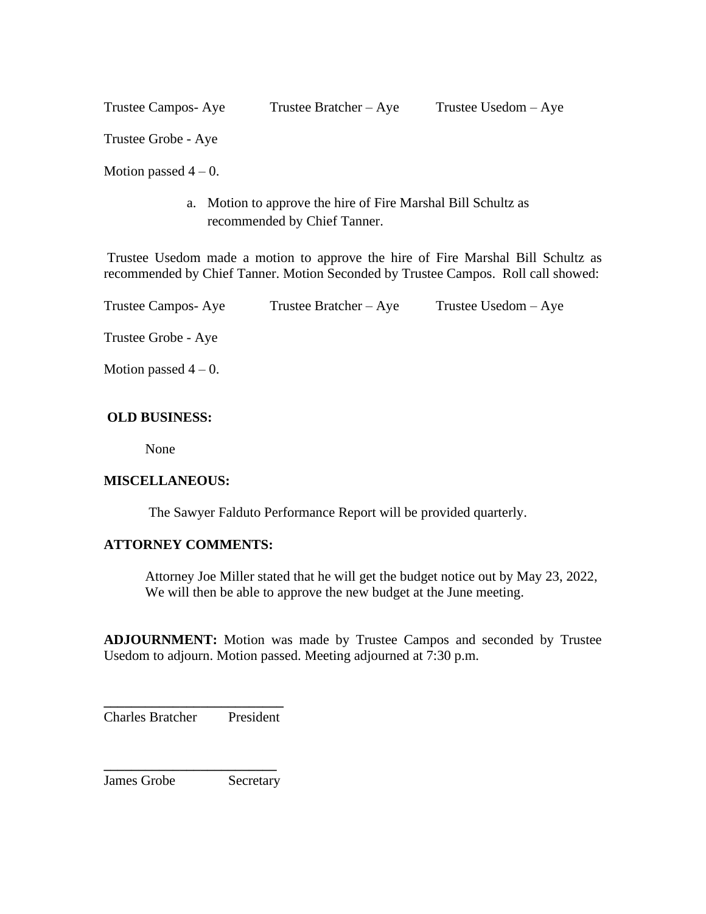Trustee Campos- Aye Trustee Bratcher – Aye Trustee Usedom – Aye

Trustee Grobe - Aye

Motion passed 4 – 0.

a. Motion to approve the hire of Fire Marshal Bill Schultz as recommended by Chief Tanner.

Trustee Usedom made a motion to approve the hire of Fire Marshal Bill Schultz as recommended by Chief Tanner. Motion Seconded by Trustee Campos. Roll call showed:

Trustee Campos- Aye Trustee Bratcher – Aye Trustee Usedom – Aye

Trustee Grobe - Aye

Motion passed 4 – 0.

**OLD BUSINESS:**

None

**MISCELLANEOUS:**

The Sawyer Falduto Performance Report will be provided quarterly.

**ATTORNEY COMMENTS:**

Attorney Joe Miller stated that he will get the budget notice out by May 23, 2022, We will then be able to approve the new budget at the June meeting.

**ADJOURNMENT:** Motion was made by Trustee Campos and seconded by Trustee Usedom to adjourn. Motion passed. Meeting adjourned at 7:30 p.m.

\_\_\_\_\_\_\_\_\_\_\_\_\_\_\_\_\_\_\_\_\_\_\_\_\_\_
Charles Bratcher President

\_\_\_\_\_\_\_\_\_\_\_\_\_\_\_\_\_\_\_\_\_\_\_\_\_\_
James Grobe Secretary